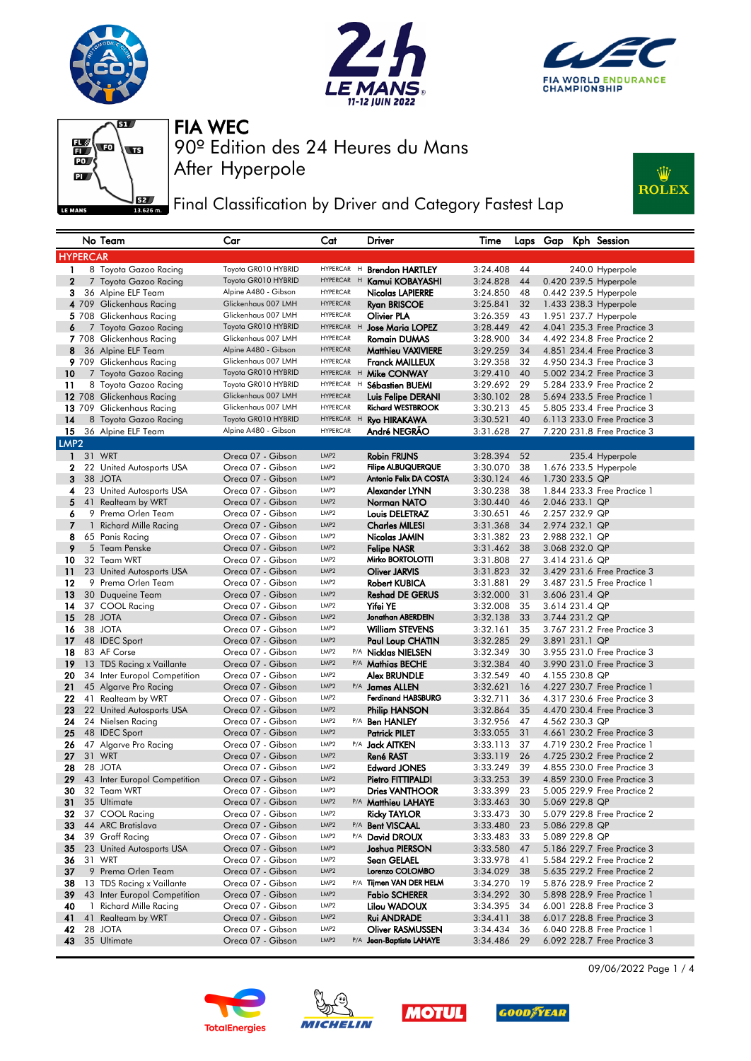# FIA WEC

## 90º Edition des 24 Heures du Mans

## After Hyperpole

## Final Classification by Driver and Category Fastest Lap

| | No | Team | Car | Cat | | Driver | Time | Laps | Gap | Kph | Session |
|---|---|---|---|---|---|---|---|---|---|---|---|
| **HYPERCAR** | | | | | | | | | | | |
| 1 | 8 | Toyota Gazoo Racing | Toyota GR010 HYBRID | HYPERCAR | H | Brendon HARTLEY | 3:24.408 | 44 | | 240.0 | Hyperpole |
| 2 | 7 | Toyota Gazoo Racing | Toyota GR010 HYBRID | HYPERCAR | H | Kamui KOBAYASHI | 3:24.828 | 44 | 0.420 | 239.5 | Hyperpole |
| 3 | 36 | Alpine ELF Team | Alpine A480 - Gibson | HYPERCAR | | Nicolas LAPIERRE | 3:24.850 | 48 | 0.442 | 239.5 | Hyperpole |
| 4 | 709 | Glickenhaus Racing | Glickenhaus 007 LMH | HYPERCAR | | Ryan BRISCOE | 3:25.841 | 32 | 1.433 | 238.3 | Hyperpole |
| 5 | 708 | Glickenhaus Racing | Glickenhaus 007 LMH | HYPERCAR | | Olivier PLA | 3:26.359 | 43 | 1.951 | 237.7 | Hyperpole |
| 6 | 7 | Toyota Gazoo Racing | Toyota GR010 HYBRID | HYPERCAR | H | Jose Maria LOPEZ | 3:28.449 | 42 | 4.041 | 235.3 | Free Practice 3 |
| 7 | 708 | Glickenhaus Racing | Glickenhaus 007 LMH | HYPERCAR | | Romain DUMAS | 3:28.900 | 34 | 4.492 | 234.8 | Free Practice 2 |
| 8 | 36 | Alpine ELF Team | Alpine A480 - Gibson | HYPERCAR | | Matthieu VAXIVIERE | 3:29.259 | 34 | 4.851 | 234.4 | Free Practice 3 |
| 9 | 709 | Glickenhaus Racing | Glickenhaus 007 LMH | HYPERCAR | | Franck MAILLEUX | 3:29.358 | 32 | 4.950 | 234.3 | Free Practice 3 |
| 10 | 7 | Toyota Gazoo Racing | Toyota GR010 HYBRID | HYPERCAR | H | Mike CONWAY | 3:29.410 | 40 | 5.002 | 234.2 | Free Practice 3 |
| 11 | 8 | Toyota Gazoo Racing | Toyota GR010 HYBRID | HYPERCAR | H | Sébastien BUEMI | 3:29.692 | 29 | 5.284 | 233.9 | Free Practice 2 |
| 12 | 708 | Glickenhaus Racing | Glickenhaus 007 LMH | HYPERCAR | | Luis Felipe DERANI | 3:30.102 | 28 | 5.694 | 233.5 | Free Practice 1 |
| 13 | 709 | Glickenhaus Racing | Glickenhaus 007 LMH | HYPERCAR | | Richard WESTBROOK | 3:30.213 | 45 | 5.805 | 233.4 | Free Practice 3 |
| 14 | 8 | Toyota Gazoo Racing | Toyota GR010 HYBRID | HYPERCAR | H | Ryo HIRAKAWA | 3:30.521 | 40 | 6.113 | 233.0 | Free Practice 3 |
| 15 | 36 | Alpine ELF Team | Alpine A480 - Gibson | HYPERCAR | | André NEGRÃO | 3:31.628 | 27 | 7.220 | 231.8 | Free Practice 3 |
| **LMP2** | | | | | | | | | | | |
| 1 | 31 | WRT | Oreca 07 - Gibson | LMP2 | | Robin FRIJNS | 3:28.394 | 52 | | 235.4 | Hyperpole |
| 2 | 22 | United Autosports USA | Oreca 07 - Gibson | LMP2 | | Filipe ALBUQUERQUE | 3:30.070 | 38 | 1.676 | 233.5 | Hyperpole |
| 3 | 38 | JOTA | Oreca 07 - Gibson | LMP2 | | Antonio Felix DA COSTA | 3:30.124 | 46 | 1.730 | 233.5 | QP |
| 4 | 23 | United Autosports USA | Oreca 07 - Gibson | LMP2 | | Alexander LYNN | 3:30.238 | 38 | 1.844 | 233.3 | Free Practice 1 |
| 5 | 41 | Realteam by WRT | Oreca 07 - Gibson | LMP2 | | Norman NATO | 3:30.440 | 46 | 2.046 | 233.1 | QP |
| 6 | 9 | Prema Orlen Team | Oreca 07 - Gibson | LMP2 | | Louis DELETRAZ | 3:30.651 | 46 | 2.257 | 232.9 | QP |
| 7 | 1 | Richard Mille Racing | Oreca 07 - Gibson | LMP2 | | Charles MILESI | 3:31.368 | 34 | 2.974 | 232.1 | QP |
| 8 | 65 | Panis Racing | Oreca 07 - Gibson | LMP2 | | Nicolas JAMIN | 3:31.382 | 23 | 2.988 | 232.1 | QP |
| 9 | 5 | Team Penske | Oreca 07 - Gibson | LMP2 | | Felipe NASR | 3:31.462 | 38 | 3.068 | 232.0 | QP |
| 10 | 32 | Team WRT | Oreca 07 - Gibson | LMP2 | | Mirko BORTOLOTTI | 3:31.808 | 27 | 3.414 | 231.6 | QP |
| 11 | 23 | United Autosports USA | Oreca 07 - Gibson | LMP2 | | Oliver JARVIS | 3:31.823 | 32 | 3.429 | 231.6 | Free Practice 3 |
| 12 | 9 | Prema Orlen Team | Oreca 07 - Gibson | LMP2 | | Robert KUBICA | 3:31.881 | 29 | 3.487 | 231.5 | Free Practice 1 |
| 13 | 30 | Duqueine Team | Oreca 07 - Gibson | LMP2 | | Reshad DE GERUS | 3:32.000 | 31 | 3.606 | 231.4 | QP |
| 14 | 37 | COOL Racing | Oreca 07 - Gibson | LMP2 | | Yifei YE | 3:32.008 | 35 | 3.614 | 231.4 | QP |
| 15 | 28 | JOTA | Oreca 07 - Gibson | LMP2 | | Jonathan ABERDEIN | 3:32.138 | 33 | 3.744 | 231.2 | QP |
| 16 | 38 | JOTA | Oreca 07 - Gibson | LMP2 | | William STEVENS | 3:32.161 | 35 | 3.767 | 231.2 | Free Practice 3 |
| 17 | 48 | IDEC Sport | Oreca 07 - Gibson | LMP2 | | Paul Loup CHATIN | 3:32.285 | 29 | 3.891 | 231.1 | QP |
| 18 | 83 | AF Corse | Oreca 07 - Gibson | LMP2 | P/A | Nicklas NIELSEN | 3:32.349 | 30 | 3.955 | 231.0 | Free Practice 3 |
| 19 | 13 | TDS Racing x Vaillante | Oreca 07 - Gibson | LMP2 | P/A | Mathias BECHE | 3:32.384 | 40 | 3.990 | 231.0 | Free Practice 3 |
| 20 | 34 | Inter Europol Competition | Oreca 07 - Gibson | LMP2 | | Alex BRUNDLE | 3:32.549 | 40 | 4.155 | 230.8 | QP |
| 21 | 45 | Algarve Pro Racing | Oreca 07 - Gibson | LMP2 | P/A | James ALLEN | 3:32.621 | 16 | 4.227 | 230.7 | Free Practice 1 |
| 22 | 41 | Realteam by WRT | Oreca 07 - Gibson | LMP2 | | Ferdinand HABSBURG | 3:32.711 | 36 | 4.317 | 230.6 | Free Practice 3 |
| 23 | 22 | United Autosports USA | Oreca 07 - Gibson | LMP2 | | Philip HANSON | 3:32.864 | 35 | 4.470 | 230.4 | Free Practice 3 |
| 24 | 24 | Nielsen Racing | Oreca 07 - Gibson | LMP2 | P/A | Ben HANLEY | 3:32.956 | 47 | 4.562 | 230.3 | QP |
| 25 | 48 | IDEC Sport | Oreca 07 - Gibson | LMP2 | | Patrick PILET | 3:33.055 | 31 | 4.661 | 230.2 | Free Practice 3 |
| 26 | 47 | Algarve Pro Racing | Oreca 07 - Gibson | LMP2 | P/A | Jack AITKEN | 3:33.113 | 37 | 4.719 | 230.2 | Free Practice 1 |
| 27 | 31 | WRT | Oreca 07 - Gibson | LMP2 | | René RAST | 3:33.119 | 26 | 4.725 | 230.2 | Free Practice 2 |
| 28 | 28 | JOTA | Oreca 07 - Gibson | LMP2 | | Edward JONES | 3:33.249 | 39 | 4.855 | 230.0 | Free Practice 3 |
| 29 | 43 | Inter Europol Competition | Oreca 07 - Gibson | LMP2 | | Pietro FITTIPALDI | 3:33.253 | 39 | 4.859 | 230.0 | Free Practice 3 |
| 30 | 32 | Team WRT | Oreca 07 - Gibson | LMP2 | | Dries VANTHOOR | 3:33.399 | 23 | 5.005 | 229.9 | Free Practice 2 |
| 31 | 35 | Ultimate | Oreca 07 - Gibson | LMP2 | P/A | Matthieu LAHAYE | 3:33.463 | 30 | 5.069 | 229.8 | QP |
| 32 | 37 | COOL Racing | Oreca 07 - Gibson | LMP2 | | Ricky TAYLOR | 3:33.473 | 30 | 5.079 | 229.8 | Free Practice 2 |
| 33 | 44 | ARC Bratislava | Oreca 07 - Gibson | LMP2 | P/A | Bent VISCAAL | 3:33.480 | 23 | 5.086 | 229.8 | QP |
| 34 | 39 | Graff Racing | Oreca 07 - Gibson | LMP2 | P/A | David DROUX | 3:33.483 | 33 | 5.089 | 229.8 | QP |
| 35 | 23 | United Autosports USA | Oreca 07 - Gibson | LMP2 | | Joshua PIERSON | 3:33.580 | 47 | 5.186 | 229.7 | Free Practice 3 |
| 36 | 31 | WRT | Oreca 07 - Gibson | LMP2 | | Sean GELAEL | 3:33.978 | 41 | 5.584 | 229.2 | Free Practice 3 |
| 37 | 9 | Prema Orlen Team | Oreca 07 - Gibson | LMP2 | | Lorenzo COLOMBO | 3:34.029 | 38 | 5.635 | 229.2 | Free Practice 2 |
| 38 | 13 | TDS Racing x Vaillante | Oreca 07 - Gibson | LMP2 | P/A | Tijmen VAN DER HELM | 3:34.270 | 19 | 5.876 | 228.9 | Free Practice 2 |
| 39 | 43 | Inter Europol Competition | Oreca 07 - Gibson | LMP2 | | Fabio SCHERER | 3:34.292 | 30 | 5.898 | 228.9 | Free Practice 1 |
| 40 | 1 | Richard Mille Racing | Oreca 07 - Gibson | LMP2 | | Lilou WADOUX | 3:34.395 | 34 | 6.001 | 228.8 | Free Practice 3 |
| 41 | 41 | Realteam by WRT | Oreca 07 - Gibson | LMP2 | | Rui ANDRADE | 3:34.411 | 38 | 6.017 | 228.8 | Free Practice 3 |
| 42 | 28 | JOTA | Oreca 07 - Gibson | LMP2 | | Oliver RASMUSSEN | 3:34.434 | 36 | 6.040 | 228.8 | Free Practice 1 |
| 43 | 35 | Ultimate | Oreca 07 - Gibson | LMP2 | P/A | Jean-Baptiste LAHAYE | 3:34.486 | 29 | 6.092 | 228.7 | Free Practice 3 |

09/06/2022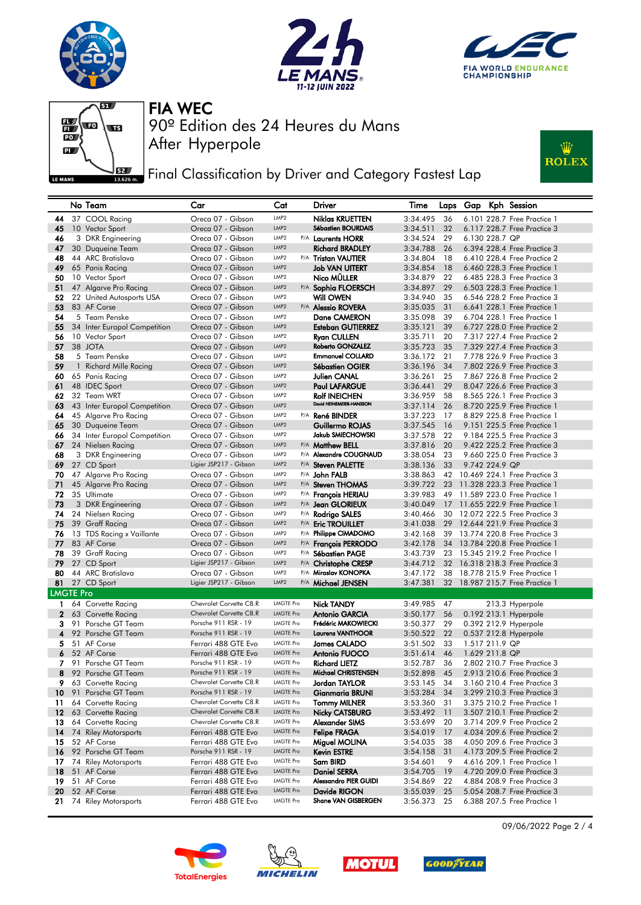# FIA WEC

90º Edition des 24 Heures du Mans

After Hyperpole

## Final Classification by Driver and Category Fastest Lap

| | No | Team | Car | Cat | | Driver | Time | Laps | Gap | Kph | Session |
|---|---|---|---|---|---|---|---|---|---|---|---|
| 44 | 37 | COOL Racing | Oreca 07 - Gibson | LMP2 | | Niklas KRUETTEN | 3:34.495 | 36 | 6.101 | 228.7 | Free Practice 1 |
| 45 | 10 | Vector Sport | Oreca 07 - Gibson | LMP2 | | Sébastien BOURDAIS | 3:34.511 | 32 | 6.117 | 228.7 | Free Practice 3 |
| 46 | 3 | DKR Engineering | Oreca 07 - Gibson | LMP2 | P/A | Laurents HORR | 3:34.524 | 29 | 6.130 | 228.7 | QP |
| 47 | 30 | Duqueine Team | Oreca 07 - Gibson | LMP2 | | Richard BRADLEY | 3:34.788 | 26 | 6.394 | 228.4 | Free Practice 3 |
| 48 | 44 | ARC Bratislava | Oreca 07 - Gibson | LMP2 | P/A | Tristan VAUTIER | 3:34.804 | 18 | 6.410 | 228.4 | Free Practice 2 |
| 49 | 65 | Panis Racing | Oreca 07 - Gibson | LMP2 | | Job VAN UITERT | 3:34.854 | 18 | 6.460 | 228.3 | Free Practice 1 |
| 50 | 10 | Vector Sport | Oreca 07 - Gibson | LMP2 | | Nico MÜLLER | 3:34.879 | 22 | 6.485 | 228.3 | Free Practice 3 |
| 51 | 47 | Algarve Pro Racing | Oreca 07 - Gibson | LMP2 | P/A | Sophia FLOERSCH | 3:34.897 | 29 | 6.503 | 228.3 | Free Practice 1 |
| 52 | 22 | United Autosports USA | Oreca 07 - Gibson | LMP2 | | Will OWEN | 3:34.940 | 35 | 6.546 | 228.2 | Free Practice 3 |
| 53 | 83 | AF Corse | Oreca 07 - Gibson | LMP2 | P/A | Alessio ROVERA | 3:35.035 | 31 | 6.641 | 228.1 | Free Practice 1 |
| 54 | 5 | Team Penske | Oreca 07 - Gibson | LMP2 | | Dane CAMERON | 3:35.098 | 39 | 6.704 | 228.1 | Free Practice 1 |
| 55 | 34 | Inter Europol Competition | Oreca 07 - Gibson | LMP2 | | Esteban GUTIERREZ | 3:35.121 | 39 | 6.727 | 228.0 | Free Practice 2 |
| 56 | 10 | Vector Sport | Oreca 07 - Gibson | LMP2 | | Ryan CULLEN | 3:35.711 | 20 | 7.317 | 227.4 | Free Practice 2 |
| 57 | 38 | JOTA | Oreca 07 - Gibson | LMP2 | | Roberto GONZALEZ | 3:35.723 | 35 | 7.329 | 227.4 | Free Practice 3 |
| 58 | 5 | Team Penske | Oreca 07 - Gibson | LMP2 | | Emmanuel COLLARD | 3:36.172 | 21 | 7.778 | 226.9 | Free Practice 3 |
| 59 | 1 | Richard Mille Racing | Oreca 07 - Gibson | LMP2 | | Sébastien OGIER | 3:36.196 | 34 | 7.802 | 226.9 | Free Practice 3 |
| 60 | 65 | Panis Racing | Oreca 07 - Gibson | LMP2 | | Julien CANAL | 3:36.261 | 25 | 7.867 | 226.8 | Free Practice 2 |
| 61 | 48 | IDEC Sport | Oreca 07 - Gibson | LMP2 | | Paul LAFARGUE | 3:36.441 | 29 | 8.047 | 226.6 | Free Practice 3 |
| 62 | 32 | Team WRT | Oreca 07 - Gibson | LMP2 | | Rolf INEICHEN | 3:36.959 | 58 | 8.565 | 226.1 | Free Practice 3 |
| 63 | 43 | Inter Europol Competition | Oreca 07 - Gibson | LMP2 | | David HEINEMEIER-HANSSON | 3:37.114 | 26 | 8.720 | 225.9 | Free Practice 1 |
| 64 | 45 | Algarve Pro Racing | Oreca 07 - Gibson | LMP2 | P/A | René BINDER | 3:37.223 | 17 | 8.829 | 225.8 | Free Practice 1 |
| 65 | 30 | Duqueine Team | Oreca 07 - Gibson | LMP2 | | Guillermo ROJAS | 3:37.545 | 16 | 9.151 | 225.5 | Free Practice 1 |
| 66 | 34 | Inter Europol Competition | Oreca 07 - Gibson | LMP2 | | Jakub SMIECHOWSKI | 3:37.578 | 22 | 9.184 | 225.5 | Free Practice 3 |
| 67 | 24 | Nielsen Racing | Oreca 07 - Gibson | LMP2 | P/A | Matthew BELL | 3:37.816 | 20 | 9.422 | 225.2 | Free Practice 3 |
| 68 | 3 | DKR Engineering | Oreca 07 - Gibson | LMP2 | P/A | Alexandre COUGNAUD | 3:38.054 | 23 | 9.660 | 225.0 | Free Practice 3 |
| 69 | 27 | CD Sport | Ligier JSP217 - Gibson | LMP2 | P/A | Steven PALETTE | 3:38.136 | 33 | 9.742 | 224.9 | QP |
| 70 | 47 | Algarve Pro Racing | Oreca 07 - Gibson | LMP2 | P/A | John FALB | 3:38.863 | 42 | 10.469 | 224.1 | Free Practice 3 |
| 71 | 45 | Algarve Pro Racing | Oreca 07 - Gibson | LMP2 | P/A | Steven THOMAS | 3:39.722 | 23 | 11.328 | 223.3 | Free Practice 1 |
| 72 | 35 | Ultimate | Oreca 07 - Gibson | LMP2 | P/A | François HERIAU | 3:39.983 | 49 | 11.589 | 223.0 | Free Practice 1 |
| 73 | 3 | DKR Engineering | Oreca 07 - Gibson | LMP2 | P/A | Jean GLORIEUX | 3:40.049 | 17 | 11.655 | 222.9 | Free Practice 1 |
| 74 | 24 | Nielsen Racing | Oreca 07 - Gibson | LMP2 | P/A | Rodrigo SALES | 3:40.466 | 30 | 12.072 | 222.5 | Free Practice 3 |
| 75 | 39 | Graff Racing | Oreca 07 - Gibson | LMP2 | P/A | Eric TROUILLET | 3:41.038 | 29 | 12.644 | 221.9 | Free Practice 3 |
| 76 | 13 | TDS Racing x Vaillante | Oreca 07 - Gibson | LMP2 | P/A | Philippe CIMADOMO | 3:42.168 | 39 | 13.774 | 220.8 | Free Practice 3 |
| 77 | 83 | AF Corse | Oreca 07 - Gibson | LMP2 | P/A | François PERRODO | 3:42.178 | 34 | 13.784 | 220.8 | Free Practice 1 |
| 78 | 39 | Graff Racing | Oreca 07 - Gibson | LMP2 | P/A | Sébastien PAGE | 3:43.739 | 23 | 15.345 | 219.2 | Free Practice 1 |
| 79 | 27 | CD Sport | Ligier JSP217 - Gibson | LMP2 | P/A | Christophe CRESP | 3:44.712 | 32 | 16.318 | 218.3 | Free Practice 3 |
| 80 | 44 | ARC Bratislava | Oreca 07 - Gibson | LMP2 | P/A | Miroslav KONOPKA | 3:47.172 | 38 | 18.778 | 215.9 | Free Practice 1 |
| 81 | 27 | CD Sport | Ligier JSP217 - Gibson | LMP2 | P/A | Michael JENSEN | 3:47.381 | 32 | 18.987 | 215.7 | Free Practice 1 |
| **LMGTE Pro** | | | | | | | | | | | |
| 1 | 64 | Corvette Racing | Chevrolet Corvette C8.R | LMGTE Pro | | Nick TANDY | 3:49.985 | 47 | | 213.3 | Hyperpole |
| 2 | 63 | Corvette Racing | Chevrolet Corvette C8.R | LMGTE Pro | | Antonio GARCIA | 3:50.177 | 56 | 0.192 | 213.1 | Hyperpole |
| 3 | 91 | Porsche GT Team | Porsche 911 RSR - 19 | LMGTE Pro | | Frédéric MAKOWIECKI | 3:50.377 | 29 | 0.392 | 212.9 | Hyperpole |
| 4 | 92 | Porsche GT Team | Porsche 911 RSR - 19 | LMGTE Pro | | Laurens VANTHOOR | 3:50.522 | 22 | 0.537 | 212.8 | Hyperpole |
| 5 | 51 | AF Corse | Ferrari 488 GTE Evo | LMGTE Pro | | James CALADO | 3:51.502 | 33 | 1.517 | 211.9 | QP |
| 6 | 52 | AF Corse | Ferrari 488 GTE Evo | LMGTE Pro | | Antonio FUOCO | 3:51.614 | 46 | 1.629 | 211.8 | QP |
| 7 | 91 | Porsche GT Team | Porsche 911 RSR - 19 | LMGTE Pro | | Richard LIETZ | 3:52.787 | 36 | 2.802 | 210.7 | Free Practice 3 |
| 8 | 92 | Porsche GT Team | Porsche 911 RSR - 19 | LMGTE Pro | | Michael CHRISTENSEN | 3:52.898 | 45 | 2.913 | 210.6 | Free Practice 3 |
| 9 | 63 | Corvette Racing | Chevrolet Corvette C8.R | LMGTE Pro | | Jordan TAYLOR | 3:53.145 | 34 | 3.160 | 210.4 | Free Practice 3 |
| 10 | 91 | Porsche GT Team | Porsche 911 RSR - 19 | LMGTE Pro | | Gianmaria BRUNI | 3:53.284 | 34 | 3.299 | 210.3 | Free Practice 3 |
| 11 | 64 | Corvette Racing | Chevrolet Corvette C8.R | LMGTE Pro | | Tommy MILNER | 3:53.360 | 31 | 3.375 | 210.2 | Free Practice 1 |
| 12 | 63 | Corvette Racing | Chevrolet Corvette C8.R | LMGTE Pro | | Nicky CATSBURG | 3:53.492 | 11 | 3.507 | 210.1 | Free Practice 2 |
| 13 | 64 | Corvette Racing | Chevrolet Corvette C8.R | LMGTE Pro | | Alexander SIMS | 3:53.699 | 20 | 3.714 | 209.9 | Free Practice 2 |
| 14 | 74 | Riley Motorsports | Ferrari 488 GTE Evo | LMGTE Pro | | Felipe FRAGA | 3:54.019 | 17 | 4.034 | 209.6 | Free Practice 2 |
| 15 | 52 | AF Corse | Ferrari 488 GTE Evo | LMGTE Pro | | Miguel MOLINA | 3:54.035 | 38 | 4.050 | 209.6 | Free Practice 3 |
| 16 | 92 | Porsche GT Team | Porsche 911 RSR - 19 | LMGTE Pro | | Kevin ESTRE | 3:54.158 | 31 | 4.173 | 209.5 | Free Practice 2 |
| 17 | 74 | Riley Motorsports | Ferrari 488 GTE Evo | LMGTE Pro | | Sam BIRD | 3:54.601 | 9 | 4.616 | 209.1 | Free Practice 1 |
| 18 | 51 | AF Corse | Ferrari 488 GTE Evo | LMGTE Pro | | Daniel SERRA | 3:54.705 | 19 | 4.720 | 209.0 | Free Practice 3 |
| 19 | 51 | AF Corse | Ferrari 488 GTE Evo | LMGTE Pro | | Alessandro PIER GUIDI | 3:54.869 | 22 | 4.884 | 208.9 | Free Practice 3 |
| 20 | 52 | AF Corse | Ferrari 488 GTE Evo | LMGTE Pro | | Davide RIGON | 3:55.039 | 25 | 5.054 | 208.7 | Free Practice 3 |
| 21 | 74 | Riley Motorsports | Ferrari 488 GTE Evo | LMGTE Pro | | Shane VAN GISBERGEN | 3:56.373 | 25 | 6.388 | 207.5 | Free Practice 1 |

09/06/2022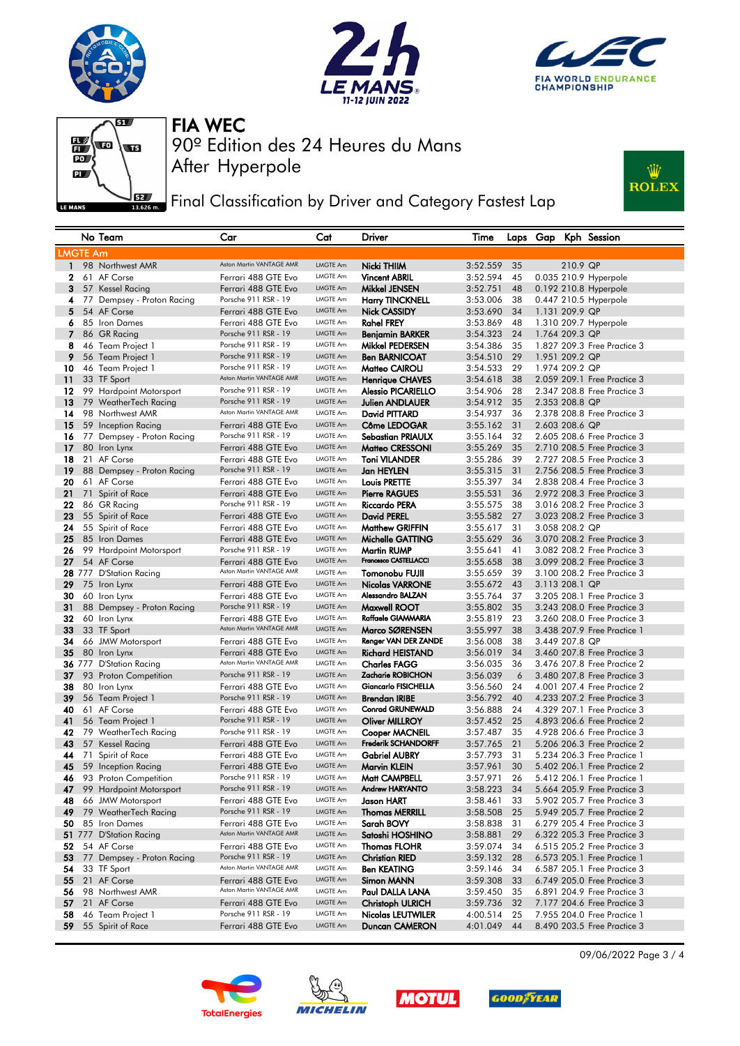# FIA WEC

90º Edition des 24 Heures du Mans

After Hyperpole

## Final Classification by Driver and Category Fastest Lap

| | No | Team | Car | Cat | Driver | Time | Laps | Gap | Kph | Session |
|---|---|---|---|---|---|---|---|---|---|---|
| **LMGTE Am** | | | | | | | | | | |
| 1 | 98 | Northwest AMR | Aston Martin VANTAGE AMR | LMGTE Am | Nicki THIIM | 3:52.559 | 35 | | 210.9 | QP |
| 2 | 61 | AF Corse | Ferrari 488 GTE Evo | LMGTE Am | Vincent ABRIL | 3:52.594 | 45 | 0.035 | 210.9 | Hyperpole |
| 3 | 57 | Kessel Racing | Ferrari 488 GTE Evo | LMGTE Am | Mikkel JENSEN | 3:52.751 | 48 | 0.192 | 210.8 | Hyperpole |
| 4 | 77 | Dempsey - Proton Racing | Porsche 911 RSR - 19 | LMGTE Am | Harry TINCKNELL | 3:53.006 | 38 | 0.447 | 210.5 | Hyperpole |
| 5 | 54 | AF Corse | Ferrari 488 GTE Evo | LMGTE Am | Nick CASSIDY | 3:53.690 | 34 | 1.131 | 209.9 | QP |
| 6 | 85 | Iron Dames | Ferrari 488 GTE Evo | LMGTE Am | Rahel FREY | 3:53.869 | 48 | 1.310 | 209.7 | Hyperpole |
| 7 | 86 | GR Racing | Porsche 911 RSR - 19 | LMGTE Am | Benjamin BARKER | 3:54.323 | 24 | 1.764 | 209.3 | QP |
| 8 | 46 | Team Project 1 | Porsche 911 RSR - 19 | LMGTE Am | Mikkel PEDERSEN | 3:54.386 | 35 | 1.827 | 209.3 | Free Practice 3 |
| 9 | 56 | Team Project 1 | Porsche 911 RSR - 19 | LMGTE Am | Ben BARNICOAT | 3:54.510 | 29 | 1.951 | 209.2 | QP |
| 10 | 46 | Team Project 1 | Porsche 911 RSR - 19 | LMGTE Am | Matteo CAIROLI | 3:54.533 | 29 | 1.974 | 209.2 | QP |
| 11 | 33 | TF Sport | Aston Martin VANTAGE AMR | LMGTE Am | Henrique CHAVES | 3:54.618 | 38 | 2.059 | 209.1 | Free Practice 3 |
| 12 | 99 | Hardpoint Motorsport | Porsche 911 RSR - 19 | LMGTE Am | Alessio PICARIELLO | 3:54.906 | 28 | 2.347 | 208.8 | Free Practice 3 |
| 13 | 79 | WeatherTech Racing | Porsche 911 RSR - 19 | LMGTE Am | Julien ANDLAUER | 3:54.912 | 35 | 2.353 | 208.8 | QP |
| 14 | 98 | Northwest AMR | Aston Martin VANTAGE AMR | LMGTE Am | David PITTARD | 3:54.937 | 36 | 2.378 | 208.8 | Free Practice 3 |
| 15 | 59 | Inception Racing | Ferrari 488 GTE Evo | LMGTE Am | Côme LEDOGAR | 3:55.162 | 31 | 2.603 | 208.6 | QP |
| 16 | 77 | Dempsey - Proton Racing | Porsche 911 RSR - 19 | LMGTE Am | Sebastian PRIAULX | 3:55.164 | 32 | 2.605 | 208.6 | Free Practice 3 |
| 17 | 80 | Iron Lynx | Ferrari 488 GTE Evo | LMGTE Am | Matteo CRESSONI | 3:55.269 | 35 | 2.710 | 208.5 | Free Practice 3 |
| 18 | 21 | AF Corse | Ferrari 488 GTE Evo | LMGTE Am | Toni VILANDER | 3:55.286 | 39 | 2.727 | 208.5 | Free Practice 3 |
| 19 | 88 | Dempsey - Proton Racing | Porsche 911 RSR - 19 | LMGTE Am | Jan HEYLEN | 3:55.315 | 31 | 2.756 | 208.5 | Free Practice 3 |
| 20 | 61 | AF Corse | Ferrari 488 GTE Evo | LMGTE Am | Louis PRETTE | 3:55.397 | 34 | 2.838 | 208.4 | Free Practice 3 |
| 21 | 71 | Spirit of Race | Ferrari 488 GTE Evo | LMGTE Am | Pierre RAGUES | 3:55.531 | 36 | 2.972 | 208.3 | Free Practice 3 |
| 22 | 86 | GR Racing | Porsche 911 RSR - 19 | LMGTE Am | Riccardo PERA | 3:55.575 | 38 | 3.016 | 208.2 | Free Practice 3 |
| 23 | 55 | Spirit of Race | Ferrari 488 GTE Evo | LMGTE Am | David PEREL | 3:55.582 | 27 | 3.023 | 208.2 | Free Practice 3 |
| 24 | 55 | Spirit of Race | Ferrari 488 GTE Evo | LMGTE Am | Matthew GRIFFIN | 3:55.617 | 31 | 3.058 | 208.2 | QP |
| 25 | 85 | Iron Dames | Ferrari 488 GTE Evo | LMGTE Am | Michelle GATTING | 3:55.629 | 36 | 3.070 | 208.2 | Free Practice 3 |
| 26 | 99 | Hardpoint Motorsport | Porsche 911 RSR - 19 | LMGTE Am | Martin RUMP | 3:55.641 | 41 | 3.082 | 208.2 | Free Practice 3 |
| 27 | 54 | AF Corse | Ferrari 488 GTE Evo | LMGTE Am | Francesco CASTELLACCI | 3:55.658 | 38 | 3.099 | 208.2 | Free Practice 3 |
| 28 | 777 | D'Station Racing | Aston Martin VANTAGE AMR | LMGTE Am | Tomonobu FUJII | 3:55.659 | 39 | 3.100 | 208.2 | Free Practice 3 |
| 29 | 75 | Iron Lynx | Ferrari 488 GTE Evo | LMGTE Am | Nicolas VARRONE | 3:55.672 | 43 | 3.113 | 208.1 | QP |
| 30 | 60 | Iron Lynx | Ferrari 488 GTE Evo | LMGTE Am | Alessandro BALZAN | 3:55.764 | 37 | 3.205 | 208.1 | Free Practice 3 |
| 31 | 88 | Dempsey - Proton Racing | Porsche 911 RSR - 19 | LMGTE Am | Maxwell ROOT | 3:55.802 | 35 | 3.243 | 208.0 | Free Practice 3 |
| 32 | 60 | Iron Lynx | Ferrari 488 GTE Evo | LMGTE Am | Raffaele GIAMMARIA | 3:55.819 | 23 | 3.260 | 208.0 | Free Practice 3 |
| 33 | 33 | TF Sport | Aston Martin VANTAGE AMR | LMGTE Am | Marco SØRENSEN | 3:55.997 | 38 | 3.438 | 207.9 | Free Practice 1 |
| 34 | 66 | JMW Motorsport | Ferrari 488 GTE Evo | LMGTE Am | Renger VAN DER ZANDE | 3:56.008 | 38 | 3.449 | 207.8 | QP |
| 35 | 80 | Iron Lynx | Ferrari 488 GTE Evo | LMGTE Am | Richard HEISTAND | 3:56.019 | 34 | 3.460 | 207.8 | Free Practice 3 |
| 36 | 777 | D'Station Racing | Aston Martin VANTAGE AMR | LMGTE Am | Charles FAGG | 3:56.035 | 36 | 3.476 | 207.8 | Free Practice 2 |
| 37 | 93 | Proton Competition | Porsche 911 RSR - 19 | LMGTE Am | Zacharie ROBICHON | 3:56.039 | 6 | 3.480 | 207.8 | Free Practice 3 |
| 38 | 80 | Iron Lynx | Ferrari 488 GTE Evo | LMGTE Am | Giancarlo FISICHELLA | 3:56.560 | 24 | 4.001 | 207.4 | Free Practice 2 |
| 39 | 56 | Team Project 1 | Porsche 911 RSR - 19 | LMGTE Am | Brendan IRIBE | 3:56.792 | 40 | 4.233 | 207.2 | Free Practice 3 |
| 40 | 61 | AF Corse | Ferrari 488 GTE Evo | LMGTE Am | Conrad GRUNEWALD | 3:56.888 | 24 | 4.329 | 207.1 | Free Practice 3 |
| 41 | 56 | Team Project 1 | Porsche 911 RSR - 19 | LMGTE Am | Oliver MILLROY | 3:57.452 | 25 | 4.893 | 206.6 | Free Practice 2 |
| 42 | 79 | WeatherTech Racing | Porsche 911 RSR - 19 | LMGTE Am | Cooper MACNEIL | 3:57.487 | 35 | 4.928 | 206.6 | Free Practice 3 |
| 43 | 57 | Kessel Racing | Ferrari 488 GTE Evo | LMGTE Am | Frederik SCHANDORFF | 3:57.765 | 21 | 5.206 | 206.3 | Free Practice 2 |
| 44 | 71 | Spirit of Race | Ferrari 488 GTE Evo | LMGTE Am | Gabriel AUBRY | 3:57.793 | 31 | 5.234 | 206.3 | Free Practice 1 |
| 45 | 59 | Inception Racing | Ferrari 488 GTE Evo | LMGTE Am | Marvin KLEIN | 3:57.961 | 30 | 5.402 | 206.1 | Free Practice 2 |
| 46 | 93 | Proton Competition | Porsche 911 RSR - 19 | LMGTE Am | Matt CAMPBELL | 3:57.971 | 26 | 5.412 | 206.1 | Free Practice 1 |
| 47 | 99 | Hardpoint Motorsport | Porsche 911 RSR - 19 | LMGTE Am | Andrew HARYANTO | 3:58.223 | 34 | 5.664 | 205.9 | Free Practice 3 |
| 48 | 66 | JMW Motorsport | Ferrari 488 GTE Evo | LMGTE Am | Jason HART | 3:58.461 | 33 | 5.902 | 205.7 | Free Practice 3 |
| 49 | 79 | WeatherTech Racing | Porsche 911 RSR - 19 | LMGTE Am | Thomas MERRILL | 3:58.508 | 25 | 5.949 | 205.7 | Free Practice 2 |
| 50 | 85 | Iron Dames | Ferrari 488 GTE Evo | LMGTE Am | Sarah BOVY | 3:58.838 | 31 | 6.279 | 205.4 | Free Practice 3 |
| 51 | 777 | D'Station Racing | Aston Martin VANTAGE AMR | LMGTE Am | Satoshi HOSHINO | 3:58.881 | 29 | 6.322 | 205.3 | Free Practice 3 |
| 52 | 54 | AF Corse | Ferrari 488 GTE Evo | LMGTE Am | Thomas FLOHR | 3:59.074 | 34 | 6.515 | 205.2 | Free Practice 3 |
| 53 | 77 | Dempsey - Proton Racing | Porsche 911 RSR - 19 | LMGTE Am | Christian RIED | 3:59.132 | 28 | 6.573 | 205.1 | Free Practice 1 |
| 54 | 33 | TF Sport | Aston Martin VANTAGE AMR | LMGTE Am | Ben KEATING | 3:59.146 | 34 | 6.587 | 205.1 | Free Practice 3 |
| 55 | 21 | AF Corse | Ferrari 488 GTE Evo | LMGTE Am | Simon MANN | 3:59.308 | 33 | 6.749 | 205.0 | Free Practice 3 |
| 56 | 98 | Northwest AMR | Aston Martin VANTAGE AMR | LMGTE Am | Paul DALLA LANA | 3:59.450 | 35 | 6.891 | 204.9 | Free Practice 3 |
| 57 | 21 | AF Corse | Ferrari 488 GTE Evo | LMGTE Am | Christoph ULRICH | 3:59.736 | 32 | 7.177 | 204.6 | Free Practice 3 |
| 58 | 46 | Team Project 1 | Porsche 911 RSR - 19 | LMGTE Am | Nicolas LEUTWILER | 4:00.514 | 25 | 7.955 | 204.0 | Free Practice 1 |
| 59 | 55 | Spirit of Race | Ferrari 488 GTE Evo | LMGTE Am | Duncan CAMERON | 4:01.049 | 44 | 8.490 | 203.5 | Free Practice 3 |

09/06/2022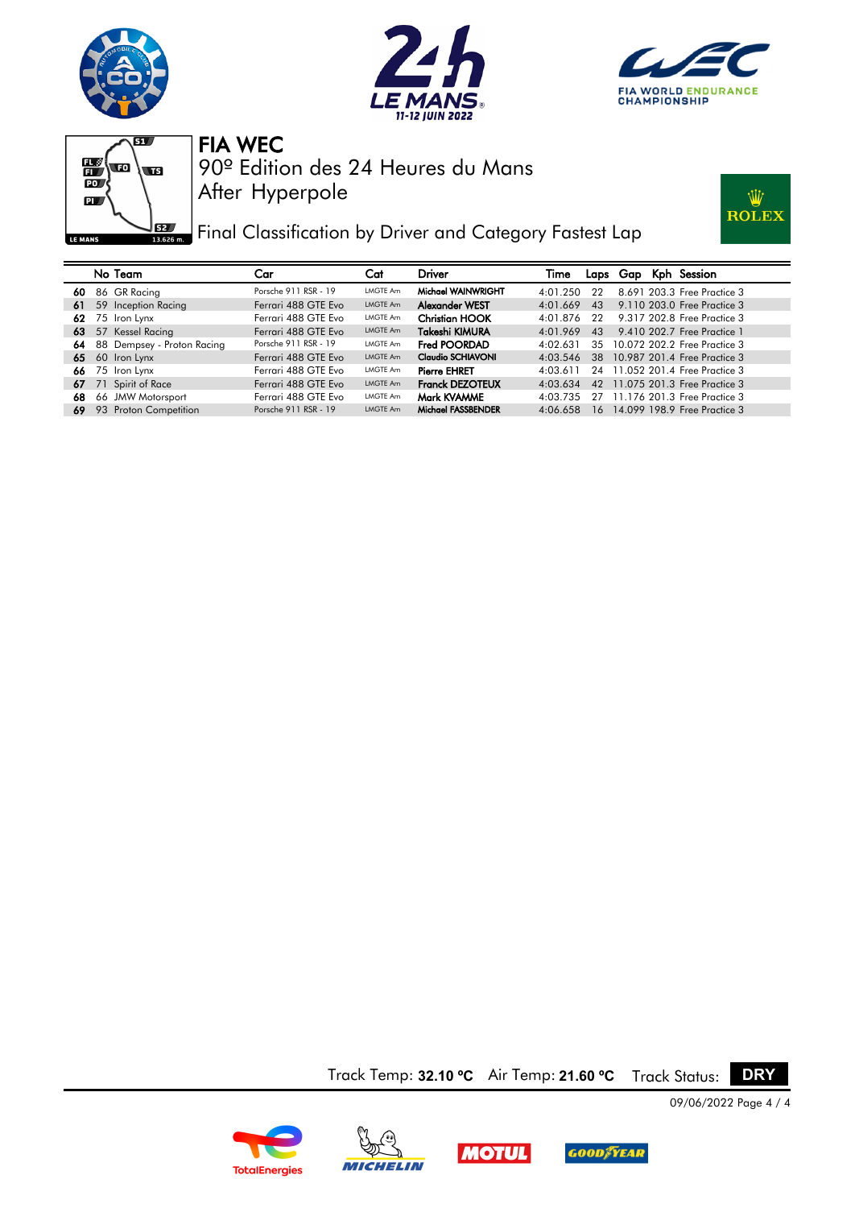# FIA WEC

90º Edition des 24 Heures du Mans

After Hyperpole

## Final Classification by Driver and Category Fastest Lap

| | No | Team | Car | Cat | Driver | Time | Laps | Gap | Kph | Session |
|---|---|---|---|---|---|---|---|---|---|---|
| 60 | 86 | GR Racing | Porsche 911 RSR - 19 | LMGTE Am | Michael WAINWRIGHT | 4:01.250 | 22 | 8.691 | 203.3 | Free Practice 3 |
| 61 | 59 | Inception Racing | Ferrari 488 GTE Evo | LMGTE Am | Alexander WEST | 4:01.669 | 43 | 9.110 | 203.0 | Free Practice 3 |
| 62 | 75 | Iron Lynx | Ferrari 488 GTE Evo | LMGTE Am | Christian HOOK | 4:01.876 | 22 | 9.317 | 202.8 | Free Practice 3 |
| 63 | 57 | Kessel Racing | Ferrari 488 GTE Evo | LMGTE Am | Takeshi KIMURA | 4:01.969 | 43 | 9.410 | 202.7 | Free Practice 1 |
| 64 | 88 | Dempsey - Proton Racing | Porsche 911 RSR - 19 | LMGTE Am | Fred POORDAD | 4:02.631 | 35 | 10.072 | 202.2 | Free Practice 3 |
| 65 | 60 | Iron Lynx | Ferrari 488 GTE Evo | LMGTE Am | Claudio SCHIAVONI | 4:03.546 | 38 | 10.987 | 201.4 | Free Practice 3 |
| 66 | 75 | Iron Lynx | Ferrari 488 GTE Evo | LMGTE Am | Pierre EHRET | 4:03.611 | 24 | 11.052 | 201.4 | Free Practice 3 |
| 67 | 71 | Spirit of Race | Ferrari 488 GTE Evo | LMGTE Am | Franck DEZOTEUX | 4:03.634 | 42 | 11.075 | 201.3 | Free Practice 3 |
| 68 | 66 | JMW Motorsport | Ferrari 488 GTE Evo | LMGTE Am | Mark KVAMME | 4:03.735 | 27 | 11.176 | 201.3 | Free Practice 3 |
| 69 | 93 | Proton Competition | Porsche 911 RSR - 19 | LMGTE Am | Michael FASSBENDER | 4:06.658 | 16 | 14.099 | 198.9 | Free Practice 3 |

Track Temp: **32.10 ºC** Air Temp: **21.60 ºC** Track Status: **DRY**

09/06/2022